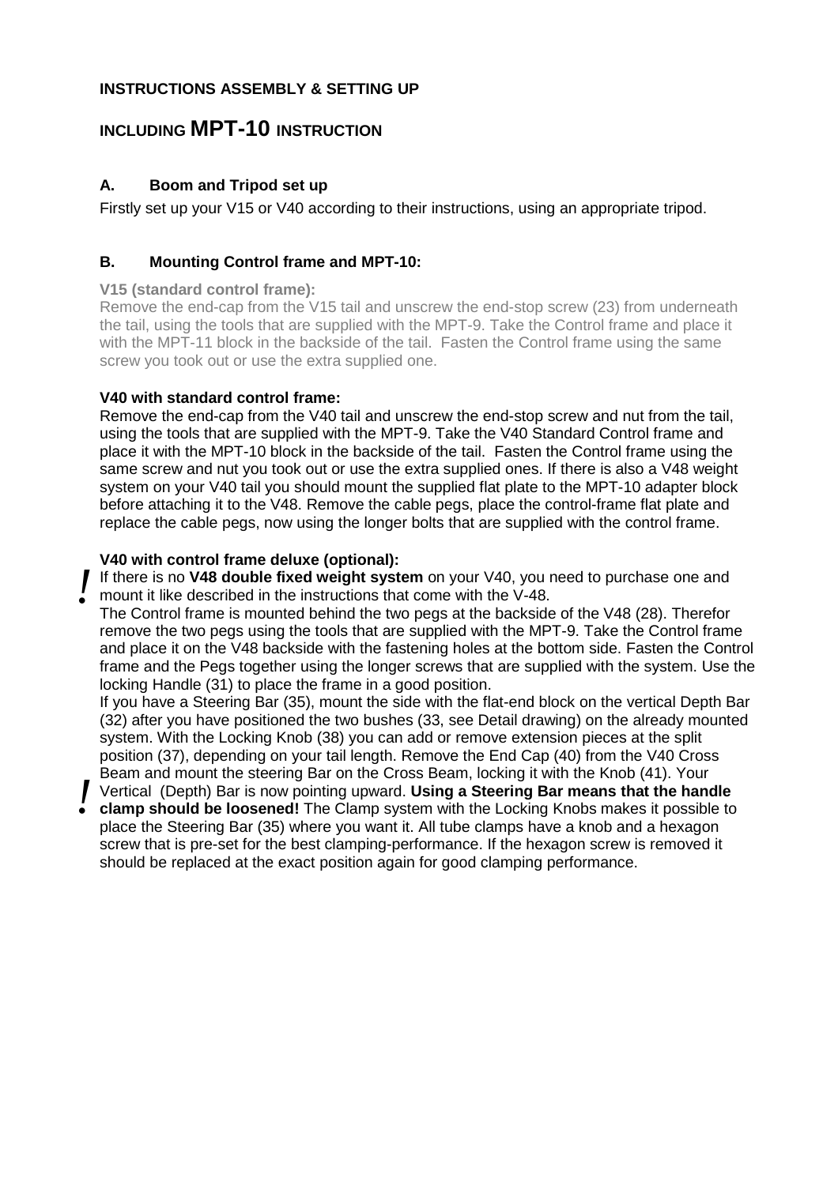**INSTRUCTIONS ASSEMBLY & SETTING UP**

**INCLUDING MPT-10 INSTRUCTION**

### A. Boom and Tripod set up

Firstly set up your V15 or V40 according to their instructions, using an appropriate tripod.

### B. Mounting Control frame and MPT-10:

**V15 (standard control frame):**
Remove the end-cap from the V15 tail and unscrew the end-stop screw (23) from underneath the tail, using the tools that are supplied with the MPT-9. Take the Control frame and place it with the MPT-11 block in the backside of the tail. Fasten the Control frame using the same screw you took out or use the extra supplied one.

**V40 with standard control frame:**
Remove the end-cap from the V40 tail and unscrew the end-stop screw and nut from the tail, using the tools that are supplied with the MPT-9. Take the V40 Standard Control frame and place it with the MPT-10 block in the backside of the tail. Fasten the Control frame using the same screw and nut you took out or use the extra supplied ones. If there is also a V48 weight system on your V40 tail you should mount the supplied flat plate to the MPT-10 adapter block before attaching it to the V48. Remove the cable pegs, place the control-frame flat plate and replace the cable pegs, now using the longer bolts that are supplied with the control frame.

**V40 with control frame deluxe (optional):**
**!** If there is no **V48 double fixed weight system** on your V40, you need to purchase one and mount it like described in the instructions that come with the V-48.
The Control frame is mounted behind the two pegs at the backside of the V48 (28). Therefor remove the two pegs using the tools that are supplied with the MPT-9. Take the Control frame and place it on the V48 backside with the fastening holes at the bottom side. Fasten the Control frame and the Pegs together using the longer screws that are supplied with the system. Use the locking Handle (31) to place the frame in a good position.
If you have a Steering Bar (35), mount the side with the flat-end block on the vertical Depth Bar (32) after you have positioned the two bushes (33, see Detail drawing) on the already mounted system. With the Locking Knob (38) you can add or remove extension pieces at the split position (37), depending on your tail length. Remove the End Cap (40) from the V40 Cross Beam and mount the steering Bar on the Cross Beam, locking it with the Knob (41). Your Vertical (Depth) Bar is now pointing upward. **!** **Using a Steering Bar means that the handle clamp should be loosened!** The Clamp system with the Locking Knobs makes it possible to place the Steering Bar (35) where you want it. All tube clamps have a knob and a hexagon screw that is pre-set for the best clamping-performance. If the hexagon screw is removed it should be replaced at the exact position again for good clamping performance.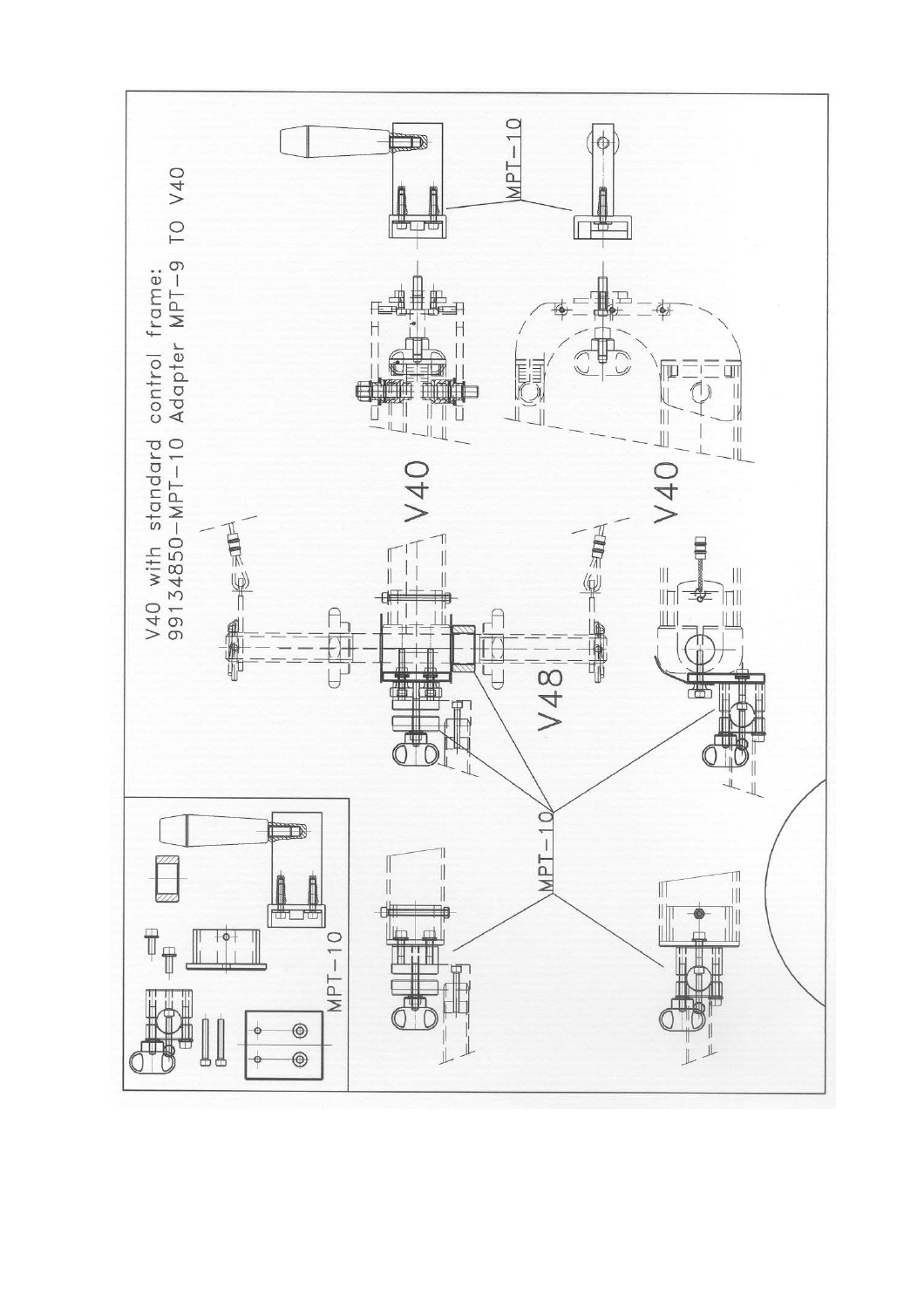V40 with standard control frame:
99134850-MPT-10 Adapter MPT-9 TO V40

MPT-10

V40

V40

V48

MPT-10

MPT-10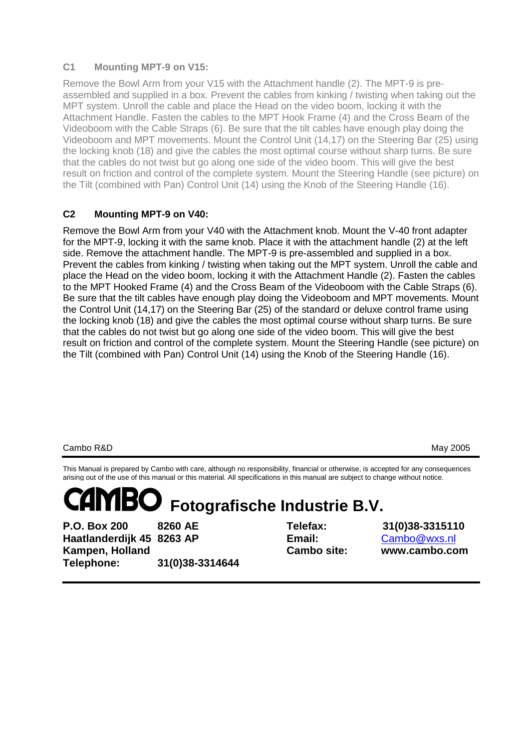### C1 Mounting MPT-9 on V15:

Remove the Bowl Arm from your V15 with the Attachment handle (2). The MPT-9 is pre-assembled and supplied in a box. Prevent the cables from kinking / twisting when taking out the MPT system. Unroll the cable and place the Head on the video boom, locking it with the Attachment Handle. Fasten the cables to the MPT Hook Frame (4) and the Cross Beam of the Videoboom with the Cable Straps (6). Be sure that the tilt cables have enough play doing the Videoboom and MPT movements. Mount the Control Unit (14,17) on the Steering Bar (25) using the locking knob (18) and give the cables the most optimal course without sharp turns. Be sure that the cables do not twist but go along one side of the video boom. This will give the best result on friction and control of the complete system. Mount the Steering Handle (see picture) on the Tilt (combined with Pan) Control Unit (14) using the Knob of the Steering Handle (16).

### C2 Mounting MPT-9 on V40:

Remove the Bowl Arm from your V40 with the Attachment knob. Mount the V-40 front adapter for the MPT-9, locking it with the same knob. Place it with the attachment handle (2) at the left side. Remove the attachment handle. The MPT-9 is pre-assembled and supplied in a box. Prevent the cables from kinking / twisting when taking out the MPT system. Unroll the cable and place the Head on the video boom, locking it with the Attachment Handle (2). Fasten the cables to the MPT Hooked Frame (4) and the Cross Beam of the Videoboom with the Cable Straps (6). Be sure that the tilt cables have enough play doing the Videoboom and MPT movements. Mount the Control Unit (14,17) on the Steering Bar (25) of the standard or deluxe control frame using the locking knob (18) and give the cables the most optimal course without sharp turns. Be sure that the cables do not twist but go along one side of the video boom. This will give the best result on friction and control of the complete system. Mount the Steering Handle (see picture) on the Tilt (combined with Pan) Control Unit (14) using the Knob of the Steering Handle (16).

Cambo R&D May 2005

This Manual is prepared by Cambo with care, although no responsibility, financial or otherwise, is accepted for any consequences arising out of the use of this manual or this material. All specifications in this manual are subject to change without notice.

# CAMBO Fotografische Industrie B.V.

| | | | |
|---|---|---|---|
| **P.O. Box 200** | **8260 AE** | **Telefax:** | **31(0)38-3315110** |
| **Haatlanderdijk 45** | **8263 AP** | **Email:** | Cambo@wxs.nl |
| **Kampen, Holland** | | **Cambo site:** | **www.cambo.com** |
| **Telephone:** | **31(0)38-3314644** | | |